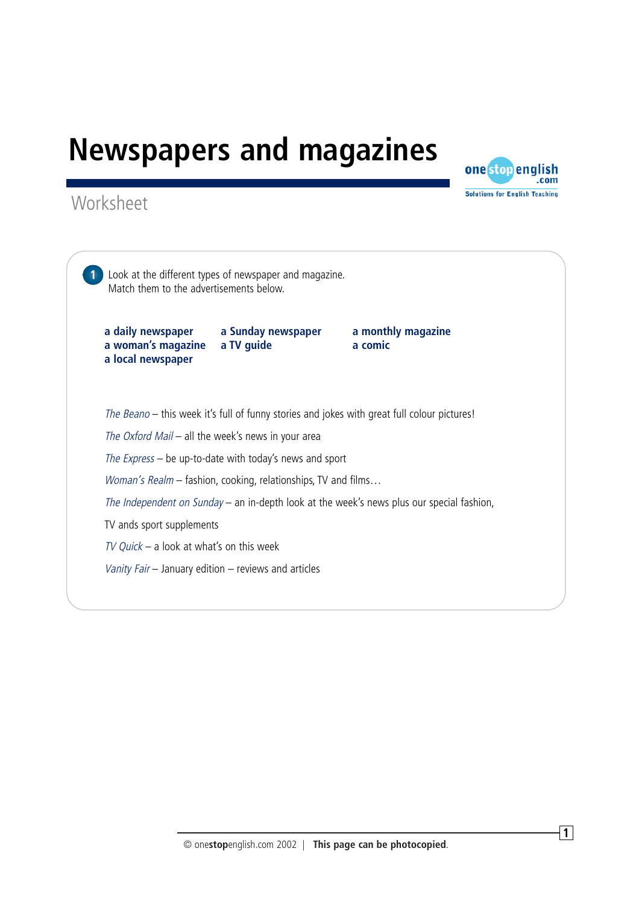# Newspapers and magazines

## Worksheet

**1** Look at the different types of newspaper and magazine. Match them to the advertisements below.

**a daily newspaper** **a Sunday newspaper** **a monthly magazine**
**a woman's magazine** **a TV guide** **a comic**
**a local newspaper**

*The Beano* – this week it's full of funny stories and jokes with great full colour pictures!

*The Oxford Mail* – all the week's news in your area

*The Express* – be up-to-date with today's news and sport

*Woman's Realm* – fashion, cooking, relationships, TV and films…

*The Independent on Sunday* – an in-depth look at the week's news plus our special fashion, TV ands sport supplements

*TV Quick* – a look at what's on this week

*Vanity Fair* – January edition – reviews and articles

© onestopenglish.com 2002 | **This page can be photocopied.**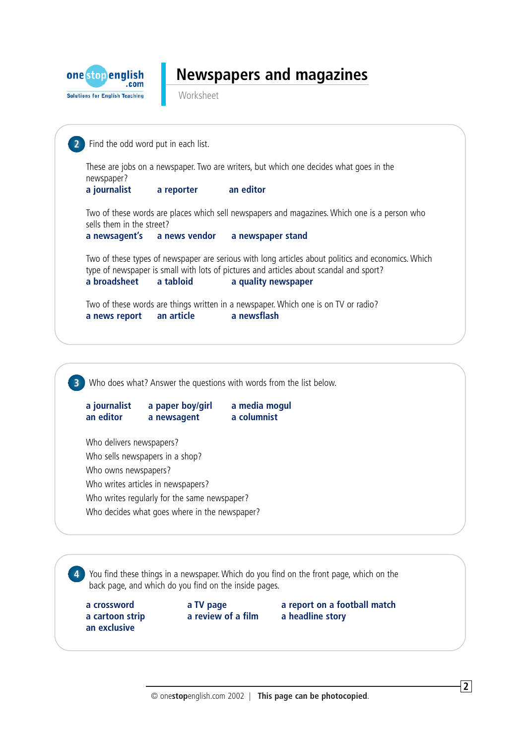# Newspapers and magazines

Worksheet

**2** Find the odd word put in each list.

These are jobs on a newspaper. Two are writers, but which one decides what goes in the newspaper?

**a journalist** **a reporter** **an editor**

Two of these words are places which sell newspapers and magazines. Which one is a person who sells them in the street?

**a newsagent's** **a news vendor** **a newspaper stand**

Two of these types of newspaper are serious with long articles about politics and economics. Which type of newspaper is small with lots of pictures and articles about scandal and sport?

**a broadsheet** **a tabloid** **a quality newspaper**

Two of these words are things written in a newspaper. Which one is on TV or radio?

**a news report** **an article** **a newsflash**

**3** Who does what? Answer the questions with words from the list below.

**a journalist** **a paper boy/girl** **a media mogul**
**an editor** **a newsagent** **a columnist**

Who delivers newspapers?
Who sells newspapers in a shop?
Who owns newspapers?
Who writes articles in newspapers?
Who writes regularly for the same newspaper?
Who decides what goes where in the newspaper?

**4** You find these things in a newspaper. Which do you find on the front page, which on the back page, and which do you find on the inside pages.

**a crossword** **a TV page** **a report on a football match**
**a cartoon strip** **a review of a film** **a headline story**
**an exclusive**

© onestopenglish.com 2002 | **This page can be photocopied**.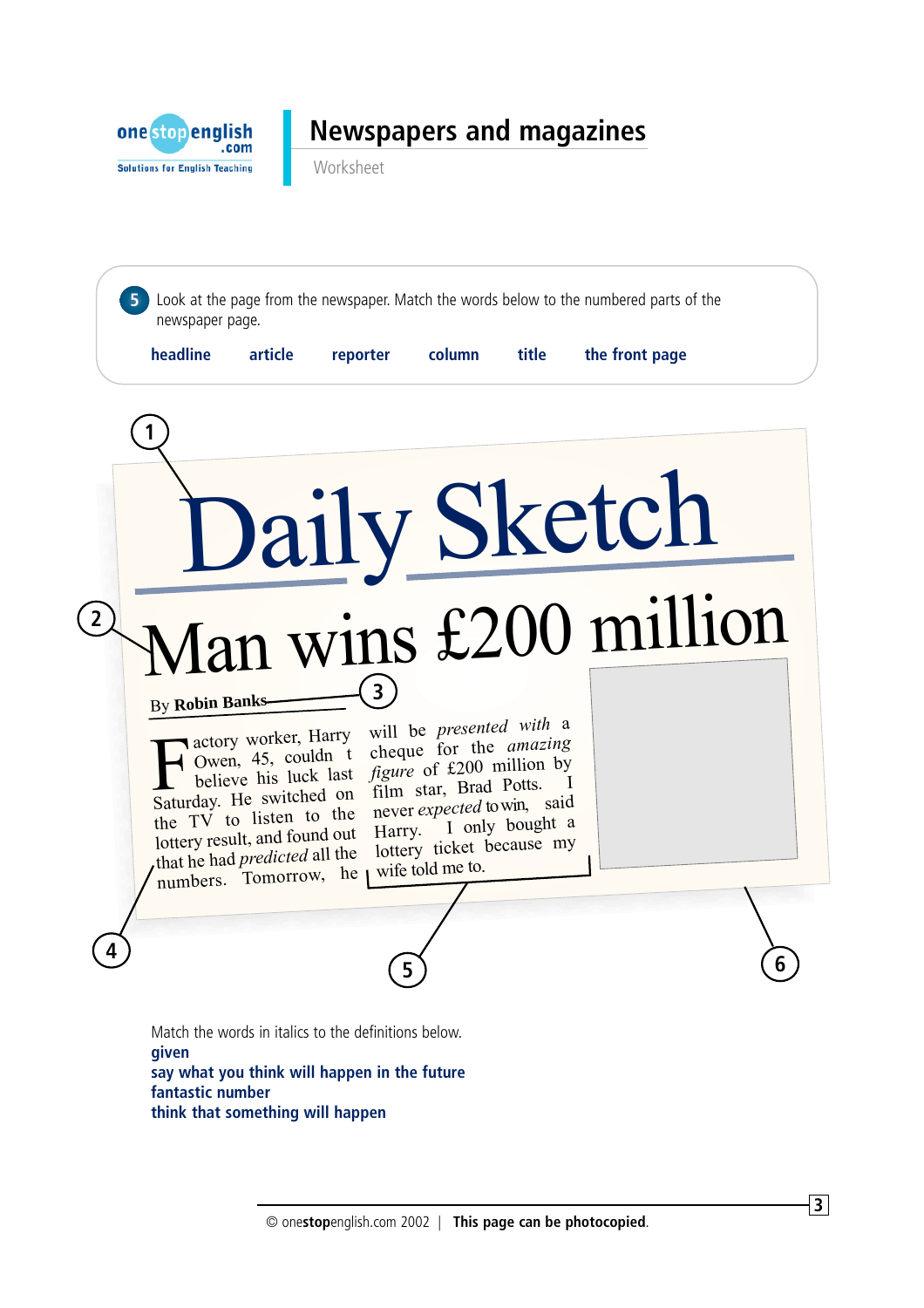# Newspapers and magazines

Worksheet

**5** Look at the page from the newspaper. Match the words below to the numbered parts of the newspaper page.

**headline** **article** **reporter** **column** **title** **the front page**

1

# Daily Sketch

2

## Man wins £200 million

By **Robin Banks** 3

Factory worker, Harry Owen, 45, couldn t believe his luck last Saturday. He switched on the TV to listen to the lottery result, and found out that he had *predicted* all the numbers. Tomorrow, he will be *presented with* a cheque for the *amazing figure* of £200 million by film star, Brad Potts. I never *expected* to win, said Harry. I only bought a lottery ticket because my wife told me to.

4 5 6

Match the words in italics to the definitions below.

**given**
**say what you think will happen in the future**
**fantastic number**
**think that something will happen**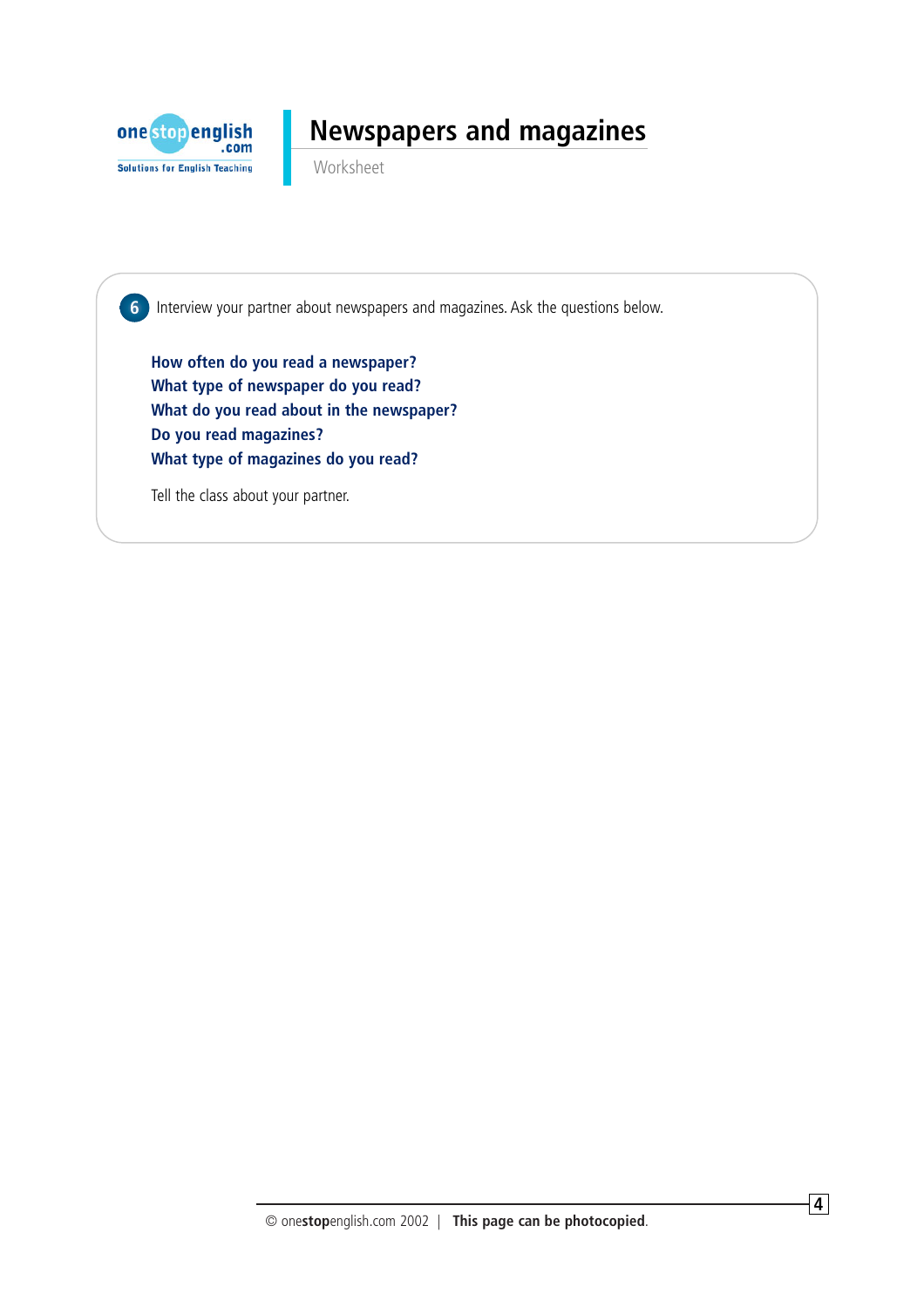# Newspapers and magazines

Worksheet

**6** Interview your partner about newspapers and magazines. Ask the questions below.

**How often do you read a newspaper?**
**What type of newspaper do you read?**
**What do you read about in the newspaper?**
**Do you read magazines?**
**What type of magazines do you read?**

Tell the class about your partner.

© onestopenglish.com 2002 | **This page can be photocopied**.